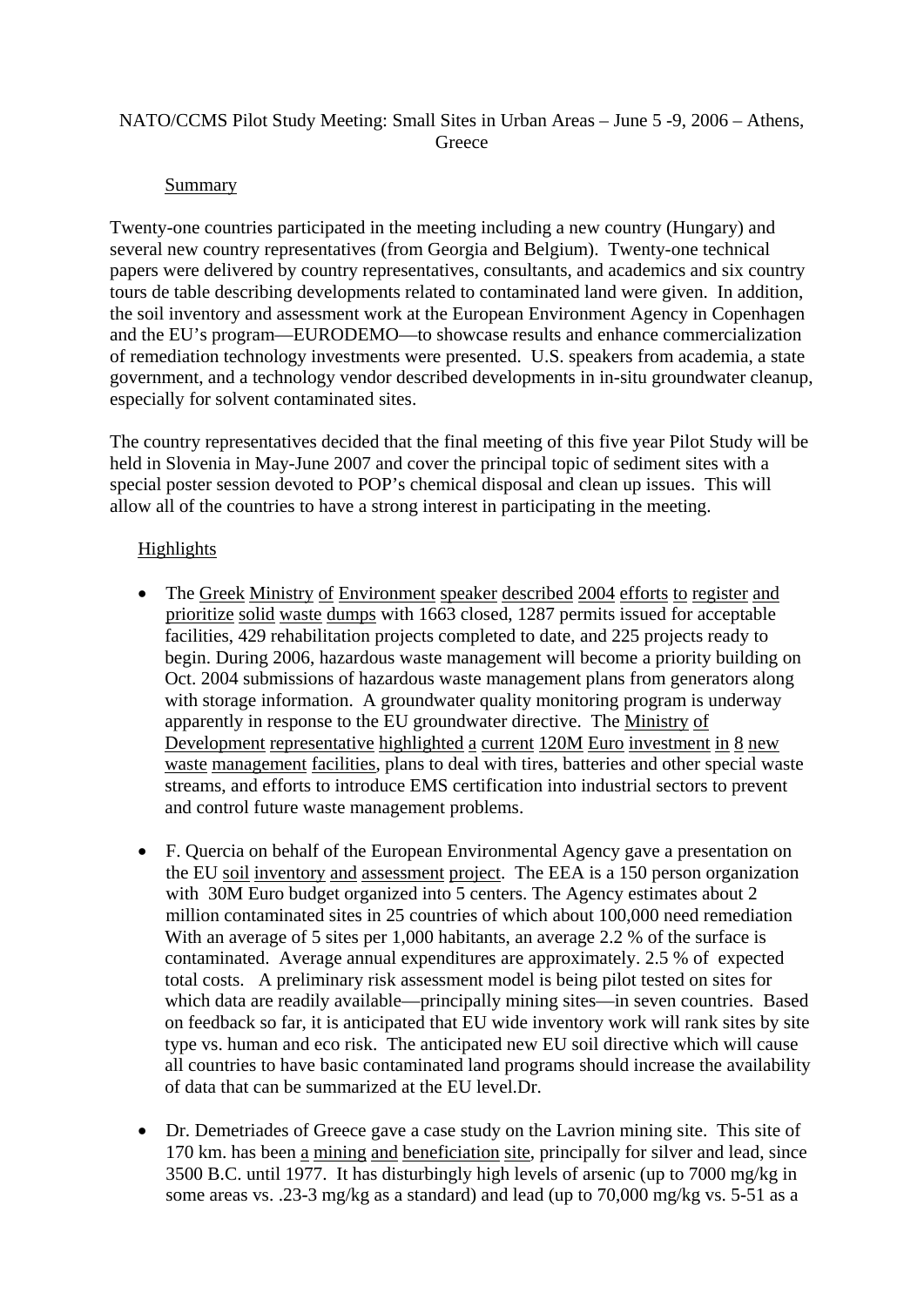NATO/CCMS Pilot Study Meeting: Small Sites in Urban Areas – June 5 -9, 2006 – Athens, Greece

Summary

Twenty-one countries participated in the meeting including a new country (Hungary) and several new country representatives (from Georgia and Belgium). Twenty-one technical papers were delivered by country representatives, consultants, and academics and six country tours de table describing developments related to contaminated land were given. In addition, the soil inventory and assessment work at the European Environment Agency in Copenhagen and the EU's program—EURODEMO—to showcase results and enhance commercialization of remediation technology investments were presented. U.S. speakers from academia, a state government, and a technology vendor described developments in in-situ groundwater cleanup, especially for solvent contaminated sites.

The country representatives decided that the final meeting of this five year Pilot Study will be held in Slovenia in May-June 2007 and cover the principal topic of sediment sites with a special poster session devoted to POP's chemical disposal and clean up issues. This will allow all of the countries to have a strong interest in participating in the meeting.

Highlights

- The Greek Ministry of Environment speaker described 2004 efforts to register and prioritize solid waste dumps with 1663 closed, 1287 permits issued for acceptable facilities, 429 rehabilitation projects completed to date, and 225 projects ready to begin. During 2006, hazardous waste management will become a priority building on Oct. 2004 submissions of hazardous waste management plans from generators along with storage information. A groundwater quality monitoring program is underway apparently in response to the EU groundwater directive. The Ministry of Development representative highlighted a current 120M Euro investment in 8 new waste management facilities, plans to deal with tires, batteries and other special waste streams, and efforts to introduce EMS certification into industrial sectors to prevent and control future waste management problems.

- F. Quercia on behalf of the European Environmental Agency gave a presentation on the EU soil inventory and assessment project. The EEA is a 150 person organization with 30M Euro budget organized into 5 centers. The Agency estimates about 2 million contaminated sites in 25 countries of which about 100,000 need remediation With an average of 5 sites per 1,000 habitants, an average 2.2 % of the surface is contaminated. Average annual expenditures are approximately. 2.5 % of expected total costs. A preliminary risk assessment model is being pilot tested on sites for which data are readily available—principally mining sites—in seven countries. Based on feedback so far, it is anticipated that EU wide inventory work will rank sites by site type vs. human and eco risk. The anticipated new EU soil directive which will cause all countries to have basic contaminated land programs should increase the availability of data that can be summarized at the EU level.Dr.

- Dr. Demetriades of Greece gave a case study on the Lavrion mining site. This site of 170 km. has been a mining and beneficiation site, principally for silver and lead, since 3500 B.C. until 1977. It has disturbingly high levels of arsenic (up to 7000 mg/kg in some areas vs. .23-3 mg/kg as a standard) and lead (up to 70,000 mg/kg vs. 5-51 as a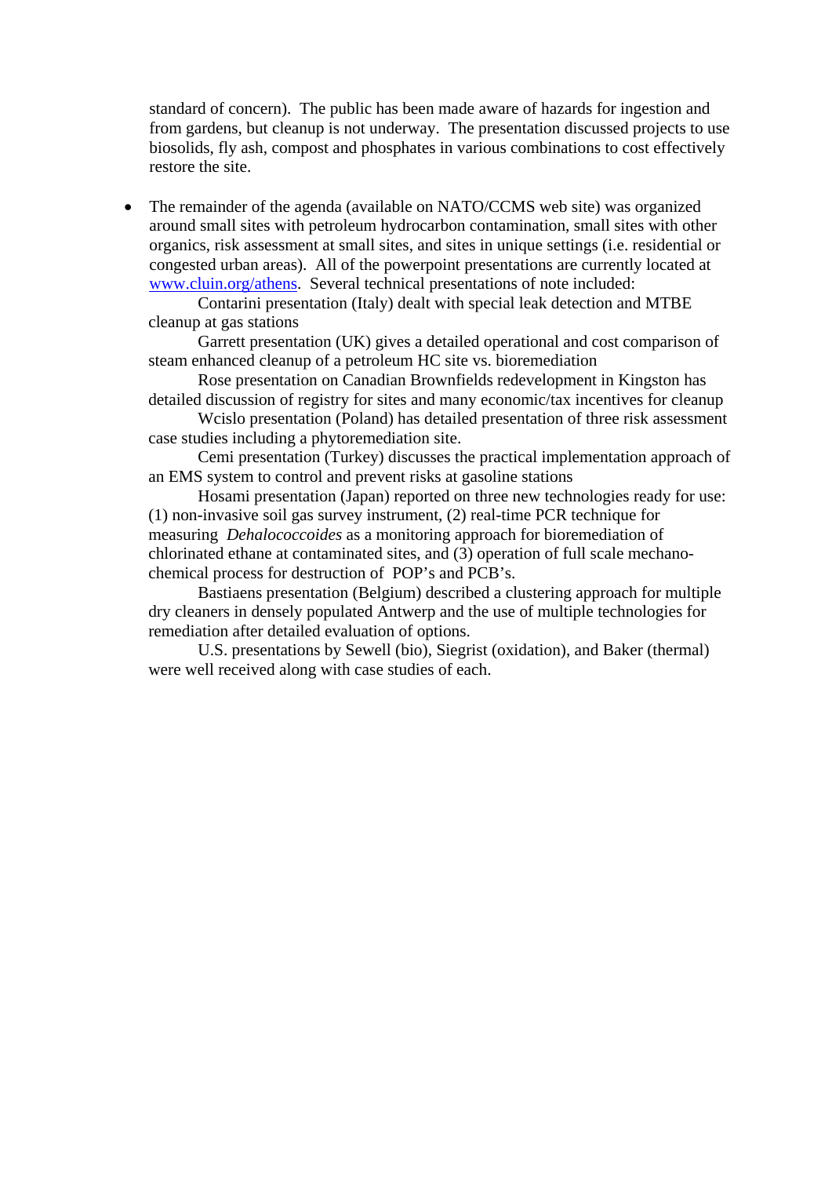standard of concern). The public has been made aware of hazards for ingestion and from gardens, but cleanup is not underway. The presentation discussed projects to use biosolids, fly ash, compost and phosphates in various combinations to cost effectively restore the site.

- The remainder of the agenda (available on NATO/CCMS web site) was organized around small sites with petroleum hydrocarbon contamination, small sites with other organics, risk assessment at small sites, and sites in unique settings (i.e. residential or congested urban areas). All of the powerpoint presentations are currently located at [www.cluin.org/athens](www.cluin.org/athens). Several technical presentations of note included:

  Contarini presentation (Italy) dealt with special leak detection and MTBE cleanup at gas stations

  Garrett presentation (UK) gives a detailed operational and cost comparison of steam enhanced cleanup of a petroleum HC site vs. bioremediation

  Rose presentation on Canadian Brownfields redevelopment in Kingston has detailed discussion of registry for sites and many economic/tax incentives for cleanup

  Wcislo presentation (Poland) has detailed presentation of three risk assessment case studies including a phytoremediation site.

  Cemi presentation (Turkey) discusses the practical implementation approach of an EMS system to control and prevent risks at gasoline stations

  Hosami presentation (Japan) reported on three new technologies ready for use: (1) non-invasive soil gas survey instrument, (2) real-time PCR technique for measuring *Dehalococcoides* as a monitoring approach for bioremediation of chlorinated ethane at contaminated sites, and (3) operation of full scale mechano-chemical process for destruction of POP's and PCB's.

  Bastiaens presentation (Belgium) described a clustering approach for multiple dry cleaners in densely populated Antwerp and the use of multiple technologies for remediation after detailed evaluation of options.

  U.S. presentations by Sewell (bio), Siegrist (oxidation), and Baker (thermal) were well received along with case studies of each.